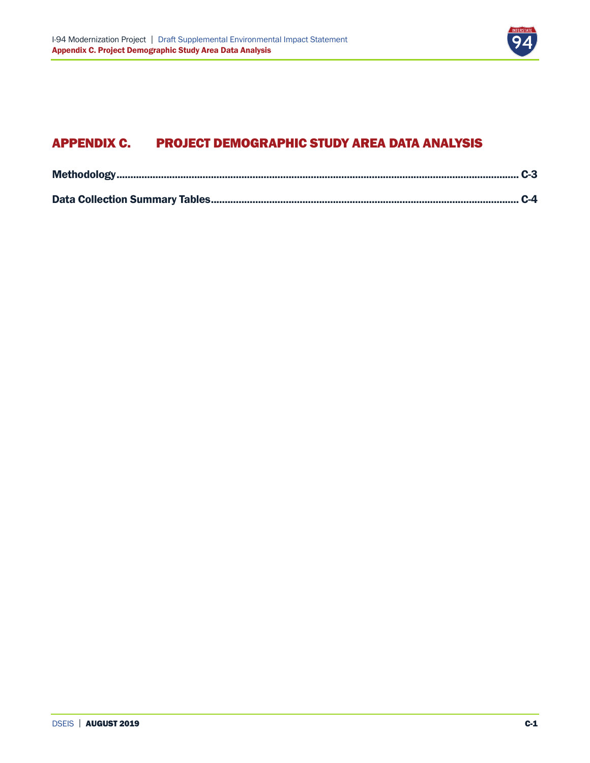# APPENDIX C. PROJECT DEMOGRAPHIC STUDY AREA DATA ANALYSIS

**Methodology** ........................................................................................................................................ **C-3**

**Data Collection Summary Tables** ......................................................................................................... **C-4**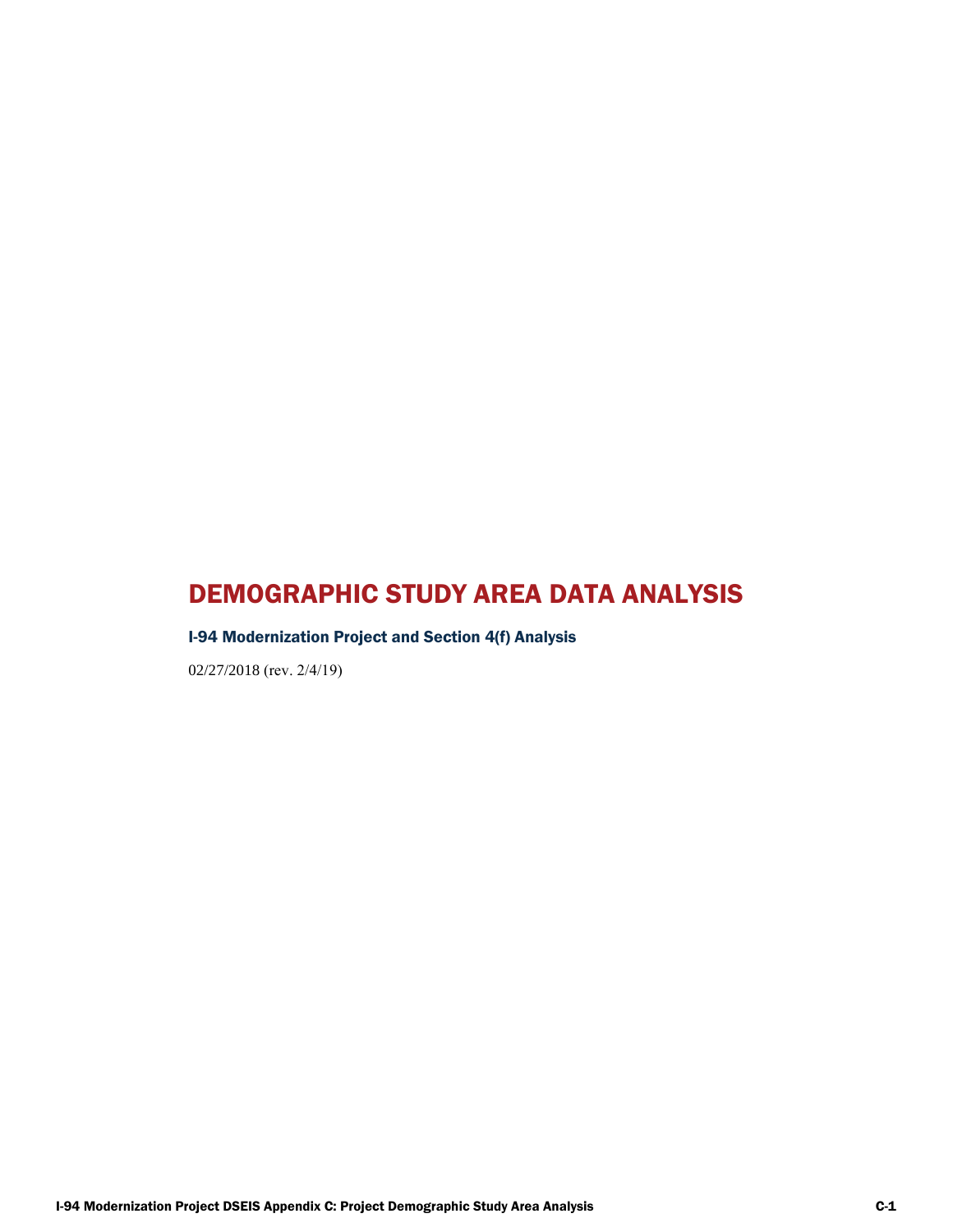# DEMOGRAPHIC STUDY AREA DATA ANALYSIS

### I-94 Modernization Project and Section 4(f) Analysis

02/27/2018 (rev. 2/4/19)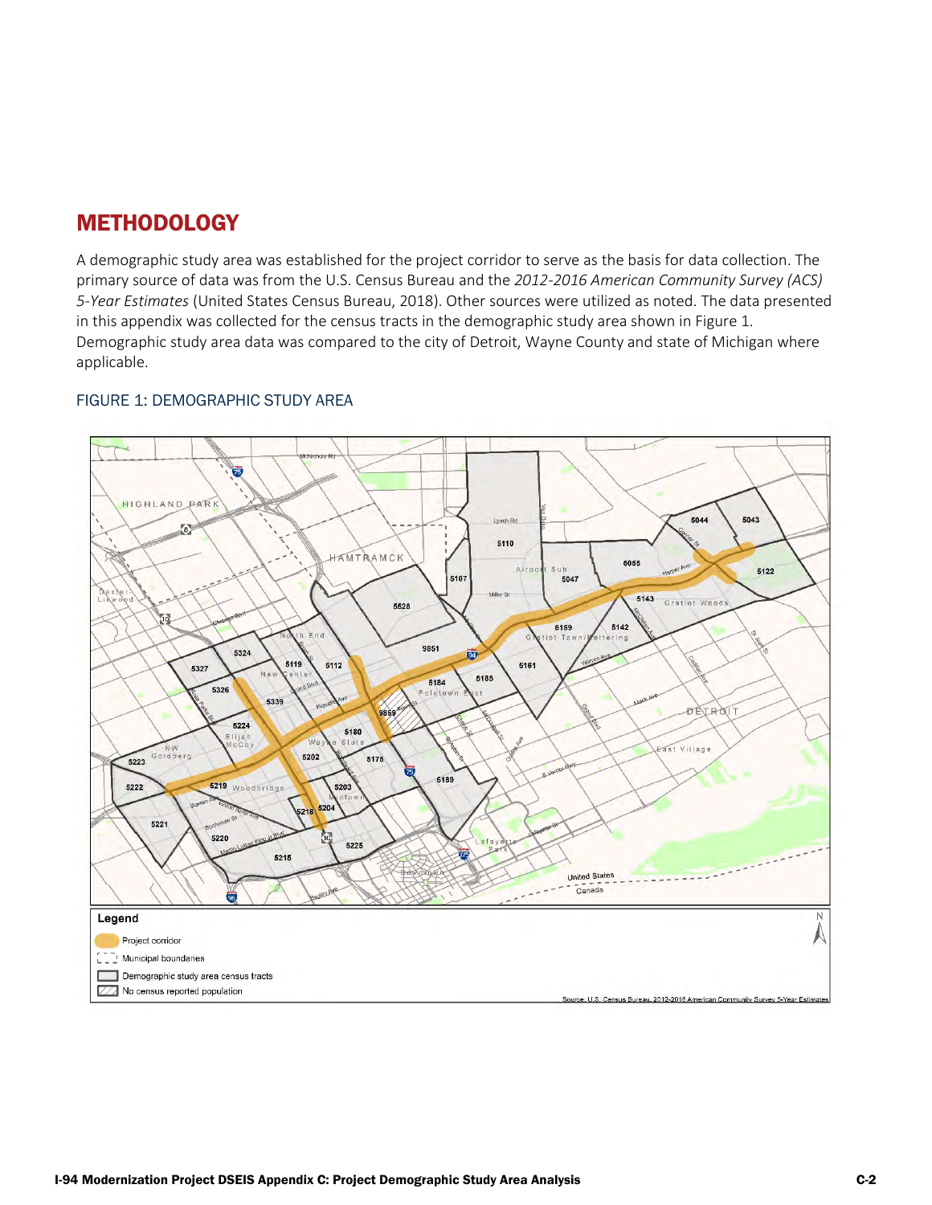# METHODOLOGY

A demographic study area was established for the project corridor to serve as the basis for data collection. The primary source of data was from the U.S. Census Bureau and the *2012-2016 American Community Survey (ACS) 5-Year Estimates* (United States Census Bureau, 2018). Other sources were utilized as noted. The data presented in this appendix was collected for the census tracts in the demographic study area shown in Figure 1. Demographic study area data was compared to the city of Detroit, Wayne County and state of Michigan where applicable.

FIGURE 1: DEMOGRAPHIC STUDY AREA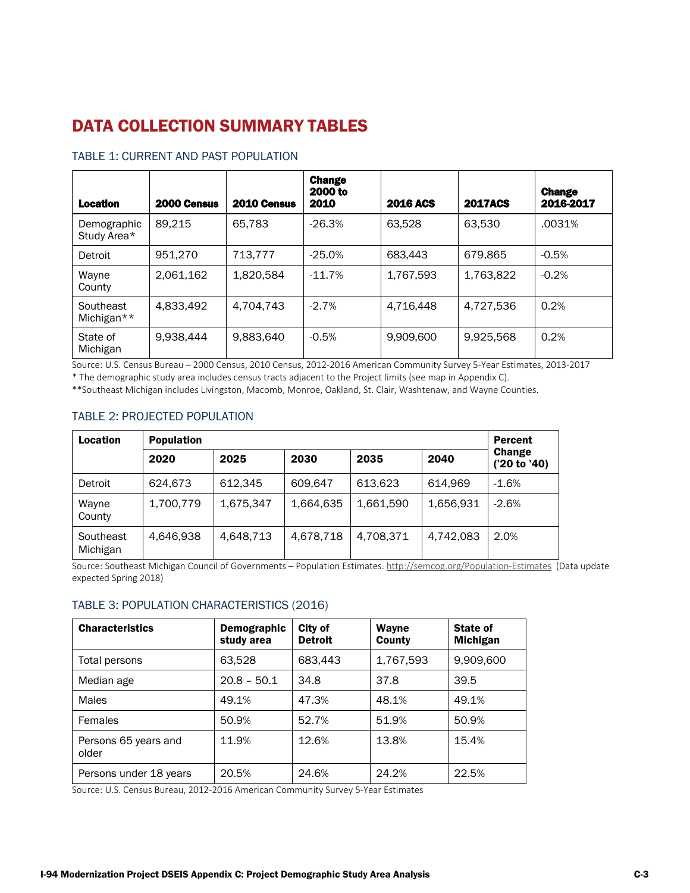# DATA COLLECTION SUMMARY TABLES

## TABLE 1: CURRENT AND PAST POPULATION

| Location | 2000 Census | 2010 Census | Change 2000 to 2010 | 2016 ACS | 2017ACS | Change 2016-2017 |
|---|---|---|---|---|---|---|
| Demographic Study Area* | 89,215 | 65,783 | -26.3% | 63,528 | 63,530 | .0031% |
| Detroit | 951,270 | 713,777 | -25.0% | 683,443 | 679,865 | -0.5% |
| Wayne County | 2,061,162 | 1,820,584 | -11.7% | 1,767,593 | 1,763,822 | -0.2% |
| Southeast Michigan** | 4,833,492 | 4,704,743 | -2.7% | 4,716,448 | 4,727,536 | 0.2% |
| State of Michigan | 9,938,444 | 9,883,640 | -0.5% | 9,909,600 | 9,925,568 | 0.2% |

Source: U.S. Census Bureau – 2000 Census, 2010 Census, 2012-2016 American Community Survey 5-Year Estimates, 2013-2017

* The demographic study area includes census tracts adjacent to the Project limits (see map in Appendix C).

**Southeast Michigan includes Livingston, Macomb, Monroe, Oakland, St. Clair, Washtenaw, and Wayne Counties.

## TABLE 2: PROJECTED POPULATION

| Location | Population | | | | | Percent Change ('20 to '40) |
|---|---|---|---|---|---|---|
| | 2020 | 2025 | 2030 | 2035 | 2040 | |
| Detroit | 624,673 | 612,345 | 609,647 | 613,623 | 614,969 | -1.6% |
| Wayne County | 1,700,779 | 1,675,347 | 1,664,635 | 1,661,590 | 1,656,931 | -2.6% |
| Southeast Michigan | 4,646,938 | 4,648,713 | 4,678,718 | 4,708,371 | 4,742,083 | 2.0% |

Source: Southeast Michigan Council of Governments – Population Estimates. http://semcog.org/Population-Estimates (Data update expected Spring 2018)

## TABLE 3: POPULATION CHARACTERISTICS (2016)

| Characteristics | Demographic study area | City of Detroit | Wayne County | State of Michigan |
|---|---|---|---|---|
| Total persons | 63,528 | 683,443 | 1,767,593 | 9,909,600 |
| Median age | 20.8 – 50.1 | 34.8 | 37.8 | 39.5 |
| Males | 49.1% | 47.3% | 48.1% | 49.1% |
| Females | 50.9% | 52.7% | 51.9% | 50.9% |
| Persons 65 years and older | 11.9% | 12.6% | 13.8% | 15.4% |
| Persons under 18 years | 20.5% | 24.6% | 24.2% | 22.5% |

Source: U.S. Census Bureau, 2012-2016 American Community Survey 5-Year Estimates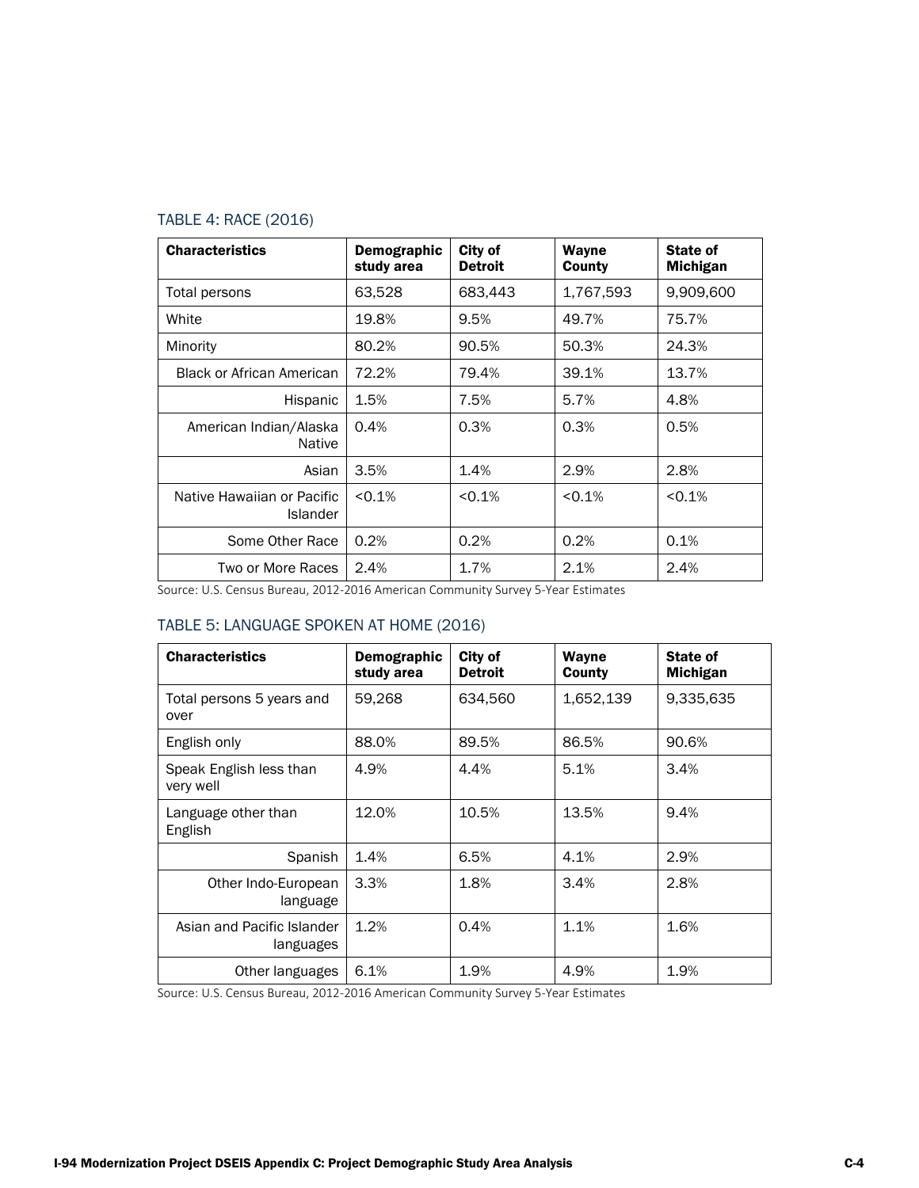### TABLE 4: RACE (2016)

| Characteristics | Demographic study area | City of Detroit | Wayne County | State of Michigan |
|---|---|---|---|---|
| Total persons | 63,528 | 683,443 | 1,767,593 | 9,909,600 |
| White | 19.8% | 9.5% | 49.7% | 75.7% |
| Minority | 80.2% | 90.5% | 50.3% | 24.3% |
| Black or African American | 72.2% | 79.4% | 39.1% | 13.7% |
| Hispanic | 1.5% | 7.5% | 5.7% | 4.8% |
| American Indian/Alaska Native | 0.4% | 0.3% | 0.3% | 0.5% |
| Asian | 3.5% | 1.4% | 2.9% | 2.8% |
| Native Hawaiian or Pacific Islander | <0.1% | <0.1% | <0.1% | <0.1% |
| Some Other Race | 0.2% | 0.2% | 0.2% | 0.1% |
| Two or More Races | 2.4% | 1.7% | 2.1% | 2.4% |

Source: U.S. Census Bureau, 2012-2016 American Community Survey 5-Year Estimates

### TABLE 5: LANGUAGE SPOKEN AT HOME (2016)

| Characteristics | Demographic study area | City of Detroit | Wayne County | State of Michigan |
|---|---|---|---|---|
| Total persons 5 years and over | 59,268 | 634,560 | 1,652,139 | 9,335,635 |
| English only | 88.0% | 89.5% | 86.5% | 90.6% |
| Speak English less than very well | 4.9% | 4.4% | 5.1% | 3.4% |
| Language other than English | 12.0% | 10.5% | 13.5% | 9.4% |
| Spanish | 1.4% | 6.5% | 4.1% | 2.9% |
| Other Indo-European language | 3.3% | 1.8% | 3.4% | 2.8% |
| Asian and Pacific Islander languages | 1.2% | 0.4% | 1.1% | 1.6% |
| Other languages | 6.1% | 1.9% | 4.9% | 1.9% |

Source: U.S. Census Bureau, 2012-2016 American Community Survey 5-Year Estimates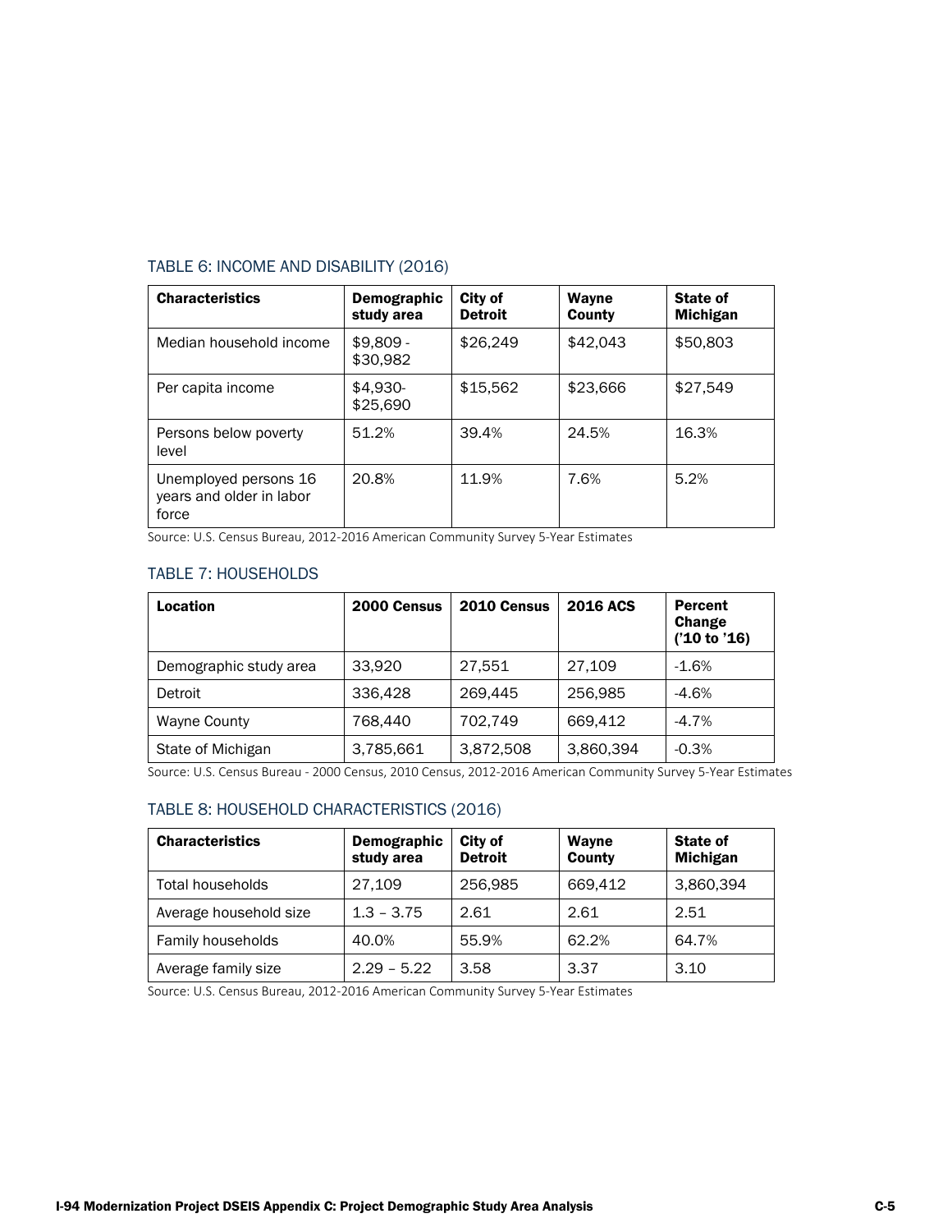### TABLE 6: INCOME AND DISABILITY (2016)

| Characteristics | Demographic study area | City of Detroit | Wayne County | State of Michigan |
|---|---|---|---|---|
| Median household income | $9,809 - $30,982 | $26,249 | $42,043 | $50,803 |
| Per capita income | $4,930- $25,690 | $15,562 | $23,666 | $27,549 |
| Persons below poverty level | 51.2% | 39.4% | 24.5% | 16.3% |
| Unemployed persons 16 years and older in labor force | 20.8% | 11.9% | 7.6% | 5.2% |

Source: U.S. Census Bureau, 2012-2016 American Community Survey 5-Year Estimates

### TABLE 7: HOUSEHOLDS

| Location | 2000 Census | 2010 Census | 2016 ACS | Percent Change ('10 to '16) |
|---|---|---|---|---|
| Demographic study area | 33,920 | 27,551 | 27,109 | -1.6% |
| Detroit | 336,428 | 269,445 | 256,985 | -4.6% |
| Wayne County | 768,440 | 702,749 | 669,412 | -4.7% |
| State of Michigan | 3,785,661 | 3,872,508 | 3,860,394 | -0.3% |

Source: U.S. Census Bureau - 2000 Census, 2010 Census, 2012-2016 American Community Survey 5-Year Estimates

### TABLE 8: HOUSEHOLD CHARACTERISTICS (2016)

| Characteristics | Demographic study area | City of Detroit | Wayne County | State of Michigan |
|---|---|---|---|---|
| Total households | 27,109 | 256,985 | 669,412 | 3,860,394 |
| Average household size | 1.3 – 3.75 | 2.61 | 2.61 | 2.51 |
| Family households | 40.0% | 55.9% | 62.2% | 64.7% |
| Average family size | 2.29 – 5.22 | 3.58 | 3.37 | 3.10 |

Source: U.S. Census Bureau, 2012-2016 American Community Survey 5-Year Estimates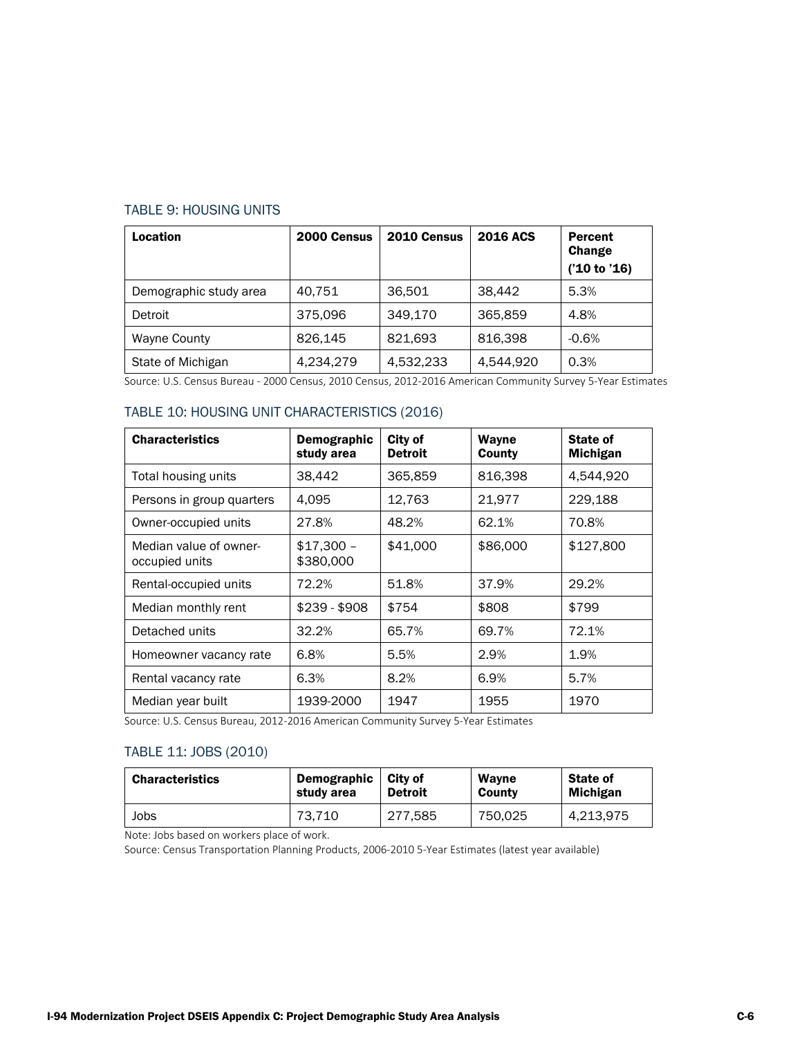### TABLE 9: HOUSING UNITS

| Location | 2000 Census | 2010 Census | 2016 ACS | Percent Change ('10 to '16) |
|---|---|---|---|---|
| Demographic study area | 40,751 | 36,501 | 38,442 | 5.3% |
| Detroit | 375,096 | 349,170 | 365,859 | 4.8% |
| Wayne County | 826,145 | 821,693 | 816,398 | -0.6% |
| State of Michigan | 4,234,279 | 4,532,233 | 4,544,920 | 0.3% |

Source: U.S. Census Bureau - 2000 Census, 2010 Census, 2012-2016 American Community Survey 5-Year Estimates

### TABLE 10: HOUSING UNIT CHARACTERISTICS (2016)

| Characteristics | Demographic study area | City of Detroit | Wayne County | State of Michigan |
|---|---|---|---|---|
| Total housing units | 38,442 | 365,859 | 816,398 | 4,544,920 |
| Persons in group quarters | 4,095 | 12,763 | 21,977 | 229,188 |
| Owner-occupied units | 27.8% | 48.2% | 62.1% | 70.8% |
| Median value of owner-occupied units | $17,300 – $380,000 | $41,000 | $86,000 | $127,800 |
| Rental-occupied units | 72.2% | 51.8% | 37.9% | 29.2% |
| Median monthly rent | $239 - $908 | $754 | $808 | $799 |
| Detached units | 32.2% | 65.7% | 69.7% | 72.1% |
| Homeowner vacancy rate | 6.8% | 5.5% | 2.9% | 1.9% |
| Rental vacancy rate | 6.3% | 8.2% | 6.9% | 5.7% |
| Median year built | 1939-2000 | 1947 | 1955 | 1970 |

Source: U.S. Census Bureau, 2012-2016 American Community Survey 5-Year Estimates

### TABLE 11: JOBS (2010)

| Characteristics | Demographic study area | City of Detroit | Wayne County | State of Michigan |
|---|---|---|---|---|
| Jobs | 73,710 | 277,585 | 750,025 | 4,213,975 |

Note: Jobs based on workers place of work.

Source: Census Transportation Planning Products, 2006-2010 5-Year Estimates (latest year available)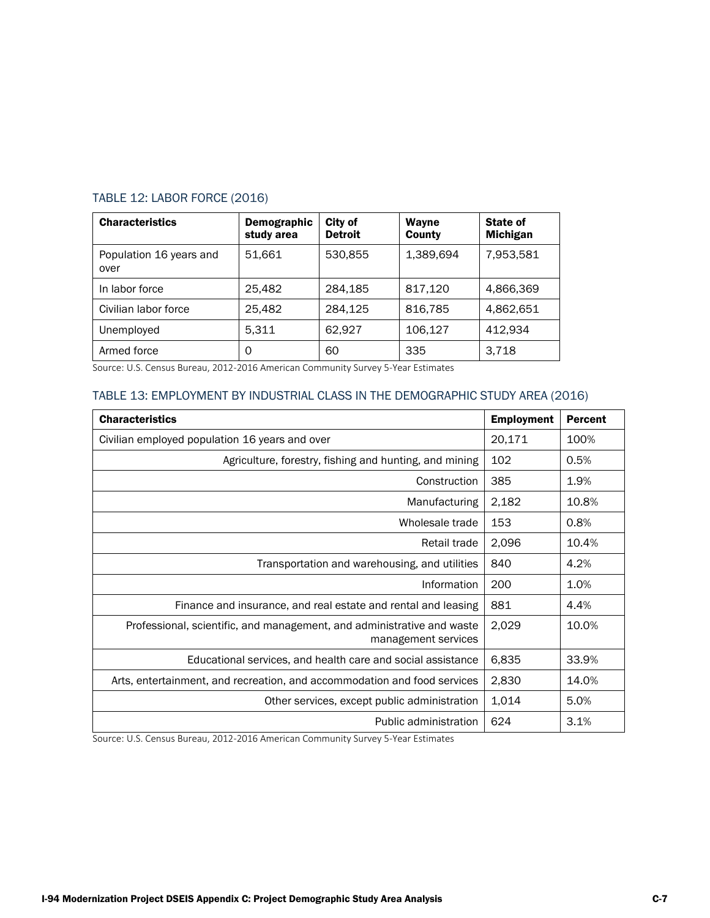### TABLE 12: LABOR FORCE (2016)

| Characteristics | Demographic study area | City of Detroit | Wayne County | State of Michigan |
|---|---|---|---|---|
| Population 16 years and over | 51,661 | 530,855 | 1,389,694 | 7,953,581 |
| In labor force | 25,482 | 284,185 | 817,120 | 4,866,369 |
| Civilian labor force | 25,482 | 284,125 | 816,785 | 4,862,651 |
| Unemployed | 5,311 | 62,927 | 106,127 | 412,934 |
| Armed force | 0 | 60 | 335 | 3,718 |

Source: U.S. Census Bureau, 2012-2016 American Community Survey 5-Year Estimates

### TABLE 13: EMPLOYMENT BY INDUSTRIAL CLASS IN THE DEMOGRAPHIC STUDY AREA (2016)

| Characteristics | Employment | Percent |
|---|---|---|
| Civilian employed population 16 years and over | 20,171 | 100% |
| Agriculture, forestry, fishing and hunting, and mining | 102 | 0.5% |
| Construction | 385 | 1.9% |
| Manufacturing | 2,182 | 10.8% |
| Wholesale trade | 153 | 0.8% |
| Retail trade | 2,096 | 10.4% |
| Transportation and warehousing, and utilities | 840 | 4.2% |
| Information | 200 | 1.0% |
| Finance and insurance, and real estate and rental and leasing | 881 | 4.4% |
| Professional, scientific, and management, and administrative and waste management services | 2,029 | 10.0% |
| Educational services, and health care and social assistance | 6,835 | 33.9% |
| Arts, entertainment, and recreation, and accommodation and food services | 2,830 | 14.0% |
| Other services, except public administration | 1,014 | 5.0% |
| Public administration | 624 | 3.1% |

Source: U.S. Census Bureau, 2012-2016 American Community Survey 5-Year Estimates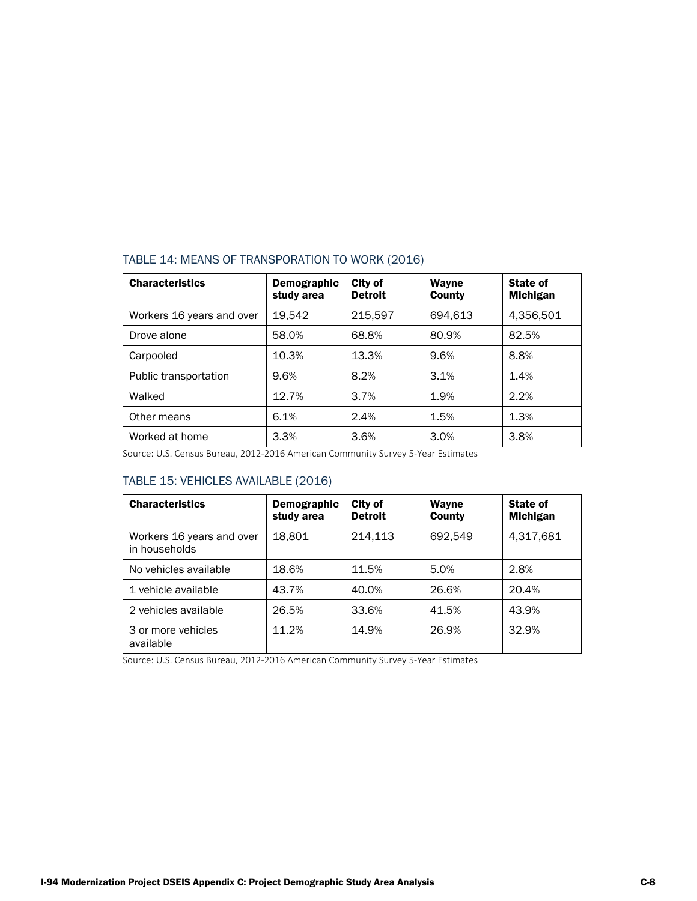TABLE 14: MEANS OF TRANSPORATION TO WORK (2016)

| Characteristics | Demographic study area | City of Detroit | Wayne County | State of Michigan |
|---|---|---|---|---|
| Workers 16 years and over | 19,542 | 215,597 | 694,613 | 4,356,501 |
| Drove alone | 58.0% | 68.8% | 80.9% | 82.5% |
| Carpooled | 10.3% | 13.3% | 9.6% | 8.8% |
| Public transportation | 9.6% | 8.2% | 3.1% | 1.4% |
| Walked | 12.7% | 3.7% | 1.9% | 2.2% |
| Other means | 6.1% | 2.4% | 1.5% | 1.3% |
| Worked at home | 3.3% | 3.6% | 3.0% | 3.8% |

Source: U.S. Census Bureau, 2012-2016 American Community Survey 5-Year Estimates

TABLE 15: VEHICLES AVAILABLE (2016)

| Characteristics | Demographic study area | City of Detroit | Wayne County | State of Michigan |
|---|---|---|---|---|
| Workers 16 years and over in households | 18,801 | 214,113 | 692,549 | 4,317,681 |
| No vehicles available | 18.6% | 11.5% | 5.0% | 2.8% |
| 1 vehicle available | 43.7% | 40.0% | 26.6% | 20.4% |
| 2 vehicles available | 26.5% | 33.6% | 41.5% | 43.9% |
| 3 or more vehicles available | 11.2% | 14.9% | 26.9% | 32.9% |

Source: U.S. Census Bureau, 2012-2016 American Community Survey 5-Year Estimates